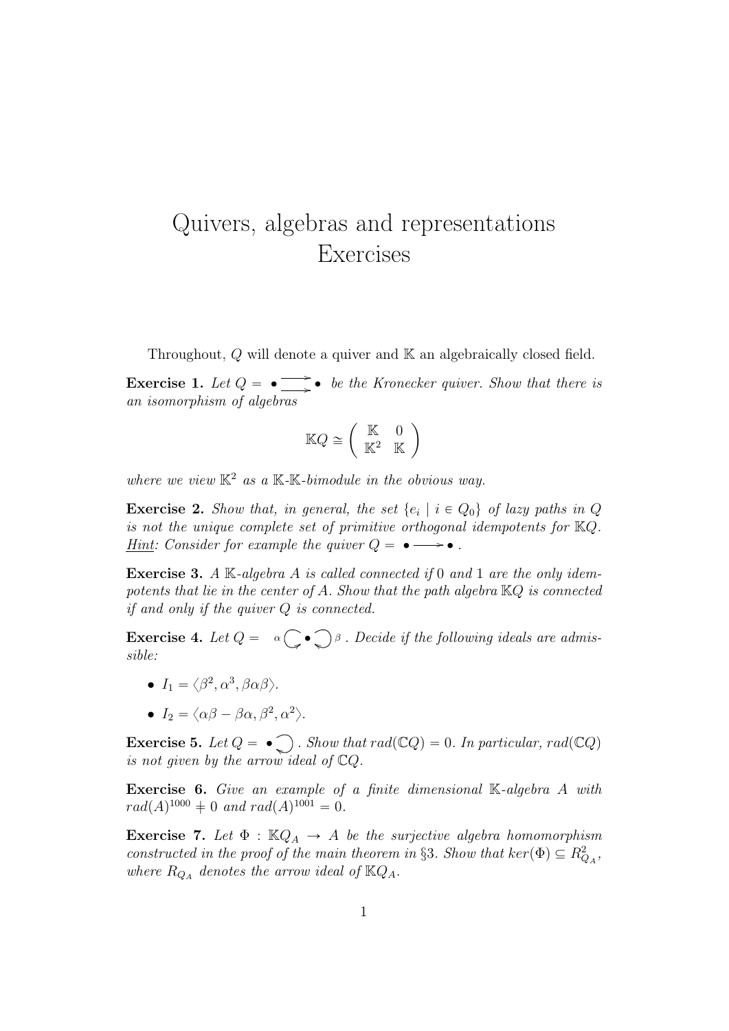# Quivers, algebras and representations
## Exercises

Throughout, $Q$ will denote a quiver and $\mathbb{K}$ an algebraically closed field.

**Exercise 1.** *Let $Q = \bullet \rightrightarrows \bullet$ be the Kronecker quiver. Show that there is an isomorphism of algebras*

$$\mathbb{K}Q \cong \begin{pmatrix} \mathbb{K} & 0 \\ \mathbb{K}^2 & \mathbb{K} \end{pmatrix}$$

*where we view $\mathbb{K}^2$ as a $\mathbb{K}$-$\mathbb{K}$-bimodule in the obvious way.*

**Exercise 2.** *Show that, in general, the set $\{e_i \mid i \in Q_0\}$ of lazy paths in $Q$ is not the unique complete set of primitive orthogonal idempotents for $\mathbb{K}Q$.* *Hint: Consider for example the quiver $Q = \bullet \longrightarrow \bullet$.*

**Exercise 3.** *A $\mathbb{K}$-algebra $A$ is called connected if $0$ and $1$ are the only idempotents that lie in the center of $A$. Show that the path algebra $\mathbb{K}Q$ is connected if and only if the quiver $Q$ is connected.*

**Exercise 4.** *Let $Q$ = $\alpha \circlearrowright \bullet \circlearrowleft \beta$. Decide if the following ideals are admissible:*

- $I_1 = \langle \beta^2, \alpha^3, \beta\alpha\beta \rangle$.
- $I_2 = \langle \alpha\beta - \beta\alpha, \beta^2, \alpha^2 \rangle$.

**Exercise 5.** *Let $Q = \bullet \circlearrowleft$. Show that $rad(\mathbb{C}Q) = 0$. In particular, $rad(\mathbb{C}Q)$ is not given by the arrow ideal of $\mathbb{C}Q$.*

**Exercise 6.** *Give an example of a finite dimensional $\mathbb{K}$-algebra $A$ with $rad(A)^{1000} \neq 0$ and $rad(A)^{1001} = 0$.*

**Exercise 7.** *Let $\Phi : \mathbb{K}Q_A \to A$ be the surjective algebra homomorphism constructed in the proof of the main theorem in §3. Show that $ker(\Phi) \subseteq R^2_{Q_A}$, where $R_{Q_A}$ denotes the arrow ideal of $\mathbb{K}Q_A$.*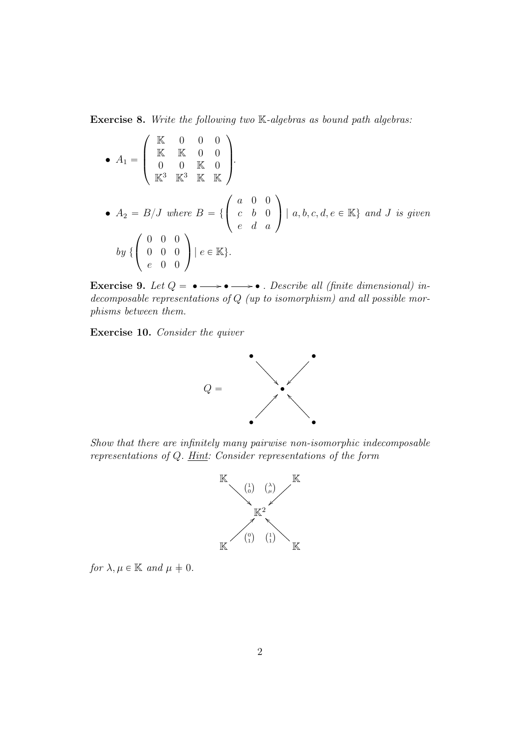**Exercise 8.** *Write the following two* $\mathbb{K}$*-algebras as bound path algebras:*

- $A_1 = \begin{pmatrix} \mathbb{K} & 0 & 0 & 0 \\ \mathbb{K} & \mathbb{K} & 0 & 0 \\ 0 & 0 & \mathbb{K} & 0 \\ \mathbb{K}^3 & \mathbb{K}^3 & \mathbb{K} & \mathbb{K} \end{pmatrix}.$

- $A_2 = B/J$ *where* $B = \{ \begin{pmatrix} a & 0 & 0 \\ c & b & 0 \\ e & d & a \end{pmatrix} \mid a, b, c, d, e \in \mathbb{K}\}$ *and* $J$ *is given by* $\{ \begin{pmatrix} 0 & 0 & 0 \\ 0 & 0 & 0 \\ e & 0 & 0 \end{pmatrix} \mid e \in \mathbb{K}\}$.

**Exercise 9.** *Let* $Q = \bullet \longrightarrow \bullet \longrightarrow \bullet$ *. Describe all (finite dimensional) indecomposable representations of* $Q$ *(up to isomorphism) and all possible morphisms between them.*

**Exercise 10.** *Consider the quiver*

$$Q = \begin{array}{ccccc} \bullet & & & & \bullet \\ & \searrow & & \swarrow & \\ & & \bullet & & \\ & \nearrow & & \nwarrow & \\ \bullet & & & & \bullet \end{array}$$

*Show that there are infinitely many pairwise non-isomorphic indecomposable representations of* $Q$*. Hint: Consider representations of the form*

$$\begin{array}{ccccc} \mathbb{K} & & & & \mathbb{K} \\ & \searrow^{\binom{1}{0}} & & \swarrow^{\binom{\lambda}{\mu}} & \\ & & \mathbb{K}^2 & & \\ & \nearrow_{\binom{0}{1}} & & \nwarrow_{\binom{1}{1}} & \\ \mathbb{K} & & & & \mathbb{K} \end{array}$$

*for* $\lambda, \mu \in \mathbb{K}$ *and* $\mu \neq 0$.